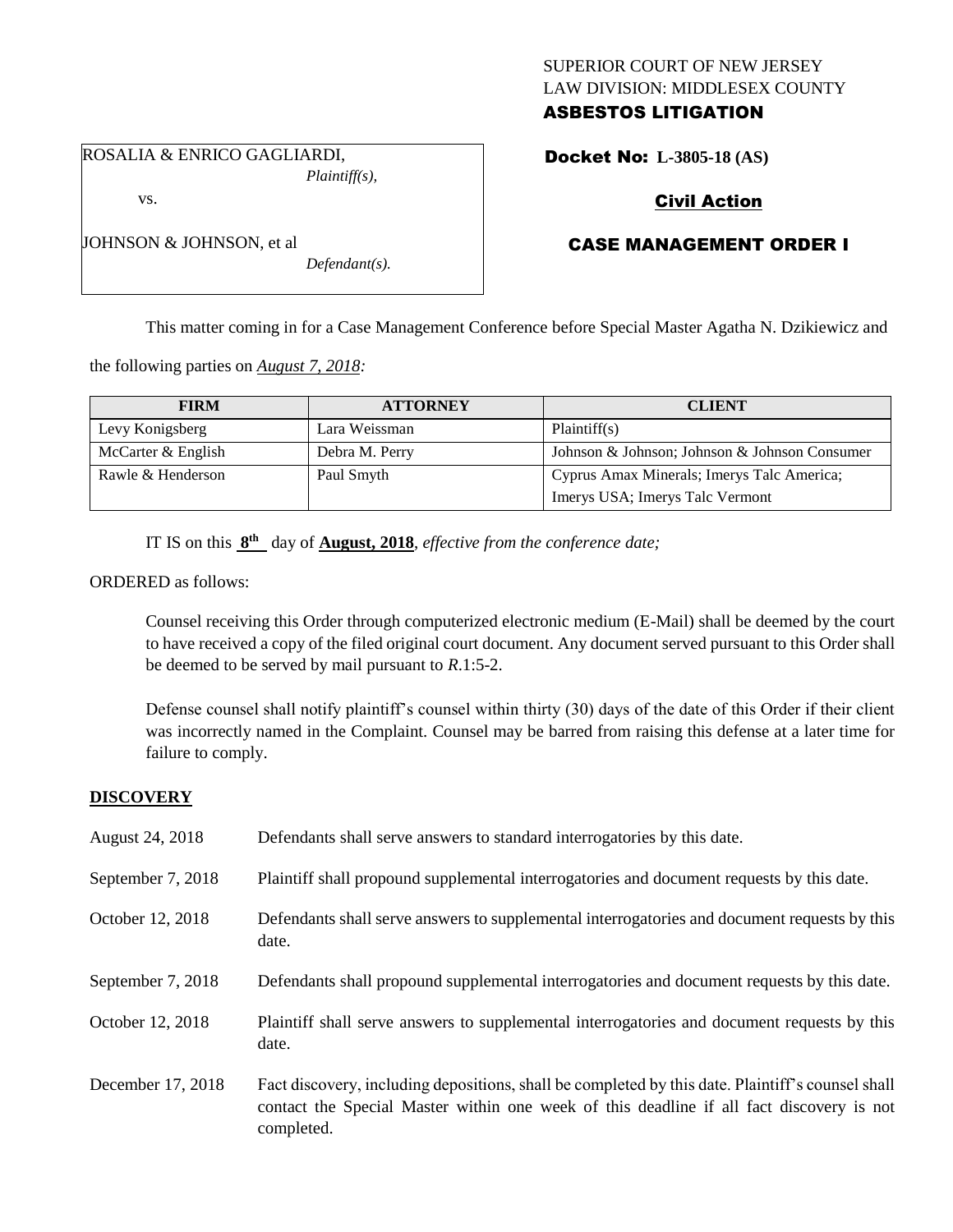SUPERIOR COURT OF NEW JERSEY
LAW DIVISION: MIDDLESEX COUNTY
**ASBESTOS LITIGATION**

ROSALIA & ENRICO GAGLIARDI,
*Plaintiff(s),*

vs.

JOHNSON & JOHNSON, et al
*Defendant(s).*

**Docket No: L-3805-18 (AS)**

**Civil Action**

**CASE MANAGEMENT ORDER I**

This matter coming in for a Case Management Conference before Special Master Agatha N. Dzikiewicz and the following parties on *August 7, 2018:*

| FIRM | ATTORNEY | CLIENT |
|---|---|---|
| Levy Konigsberg | Lara Weissman | Plaintiff(s) |
| McCarter & English | Debra M. Perry | Johnson & Johnson; Johnson & Johnson Consumer |
| Rawle & Henderson | Paul Smyth | Cyprus Amax Minerals; Imerys Talc America; Imerys USA; Imerys Talc Vermont |

IT IS on this **8th** day of **August, 2018**, *effective from the conference date;*

ORDERED as follows:

Counsel receiving this Order through computerized electronic medium (E-Mail) shall be deemed by the court to have received a copy of the filed original court document. Any document served pursuant to this Order shall be deemed to be served by mail pursuant to *R*.1:5-2.

Defense counsel shall notify plaintiff's counsel within thirty (30) days of the date of this Order if their client was incorrectly named in the Complaint. Counsel may be barred from raising this defense at a later time for failure to comply.

## DISCOVERY

| | |
|---|---|
| August 24, 2018 | Defendants shall serve answers to standard interrogatories by this date. |
| September 7, 2018 | Plaintiff shall propound supplemental interrogatories and document requests by this date. |
| October 12, 2018 | Defendants shall serve answers to supplemental interrogatories and document requests by this date. |
| September 7, 2018 | Defendants shall propound supplemental interrogatories and document requests by this date. |
| October 12, 2018 | Plaintiff shall serve answers to supplemental interrogatories and document requests by this date. |
| December 17, 2018 | Fact discovery, including depositions, shall be completed by this date. Plaintiff's counsel shall contact the Special Master within one week of this deadline if all fact discovery is not completed. |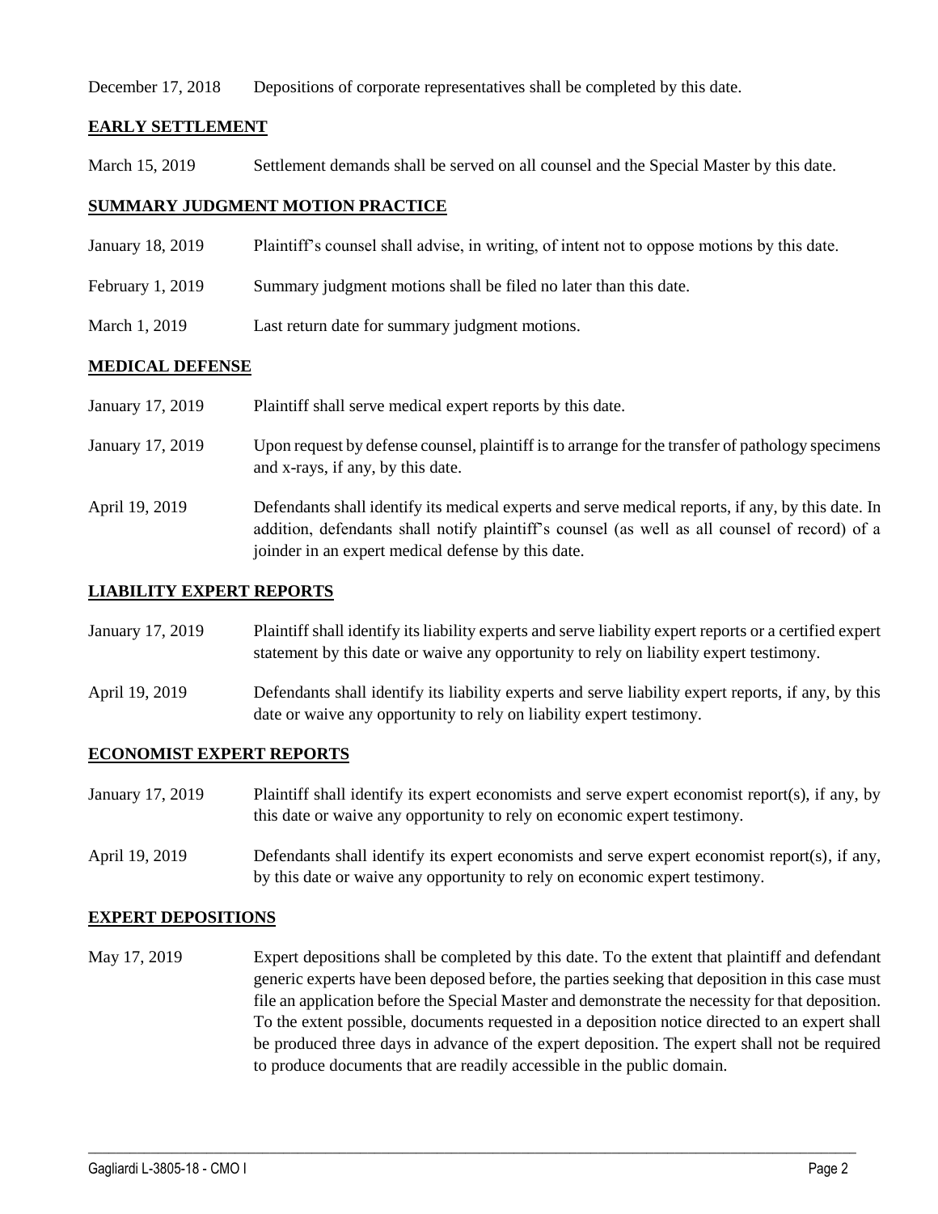December 17, 2018 Depositions of corporate representatives shall be completed by this date.

**EARLY SETTLEMENT**

March 15, 2019 Settlement demands shall be served on all counsel and the Special Master by this date.

**SUMMARY JUDGMENT MOTION PRACTICE**

January 18, 2019 Plaintiff's counsel shall advise, in writing, of intent not to oppose motions by this date.

February 1, 2019 Summary judgment motions shall be filed no later than this date.

March 1, 2019 Last return date for summary judgment motions.

**MEDICAL DEFENSE**

January 17, 2019 Plaintiff shall serve medical expert reports by this date.

January 17, 2019 Upon request by defense counsel, plaintiff is to arrange for the transfer of pathology specimens and x-rays, if any, by this date.

April 19, 2019 Defendants shall identify its medical experts and serve medical reports, if any, by this date. In addition, defendants shall notify plaintiff's counsel (as well as all counsel of record) of a joinder in an expert medical defense by this date.

**LIABILITY EXPERT REPORTS**

January 17, 2019 Plaintiff shall identify its liability experts and serve liability expert reports or a certified expert statement by this date or waive any opportunity to rely on liability expert testimony.

April 19, 2019 Defendants shall identify its liability experts and serve liability expert reports, if any, by this date or waive any opportunity to rely on liability expert testimony.

**ECONOMIST EXPERT REPORTS**

January 17, 2019 Plaintiff shall identify its expert economists and serve expert economist report(s), if any, by this date or waive any opportunity to rely on economic expert testimony.

April 19, 2019 Defendants shall identify its expert economists and serve expert economist report(s), if any, by this date or waive any opportunity to rely on economic expert testimony.

**EXPERT DEPOSITIONS**

May 17, 2019 Expert depositions shall be completed by this date. To the extent that plaintiff and defendant generic experts have been deposed before, the parties seeking that deposition in this case must file an application before the Special Master and demonstrate the necessity for that deposition. To the extent possible, documents requested in a deposition notice directed to an expert shall be produced three days in advance of the expert deposition. The expert shall not be required to produce documents that are readily accessible in the public domain.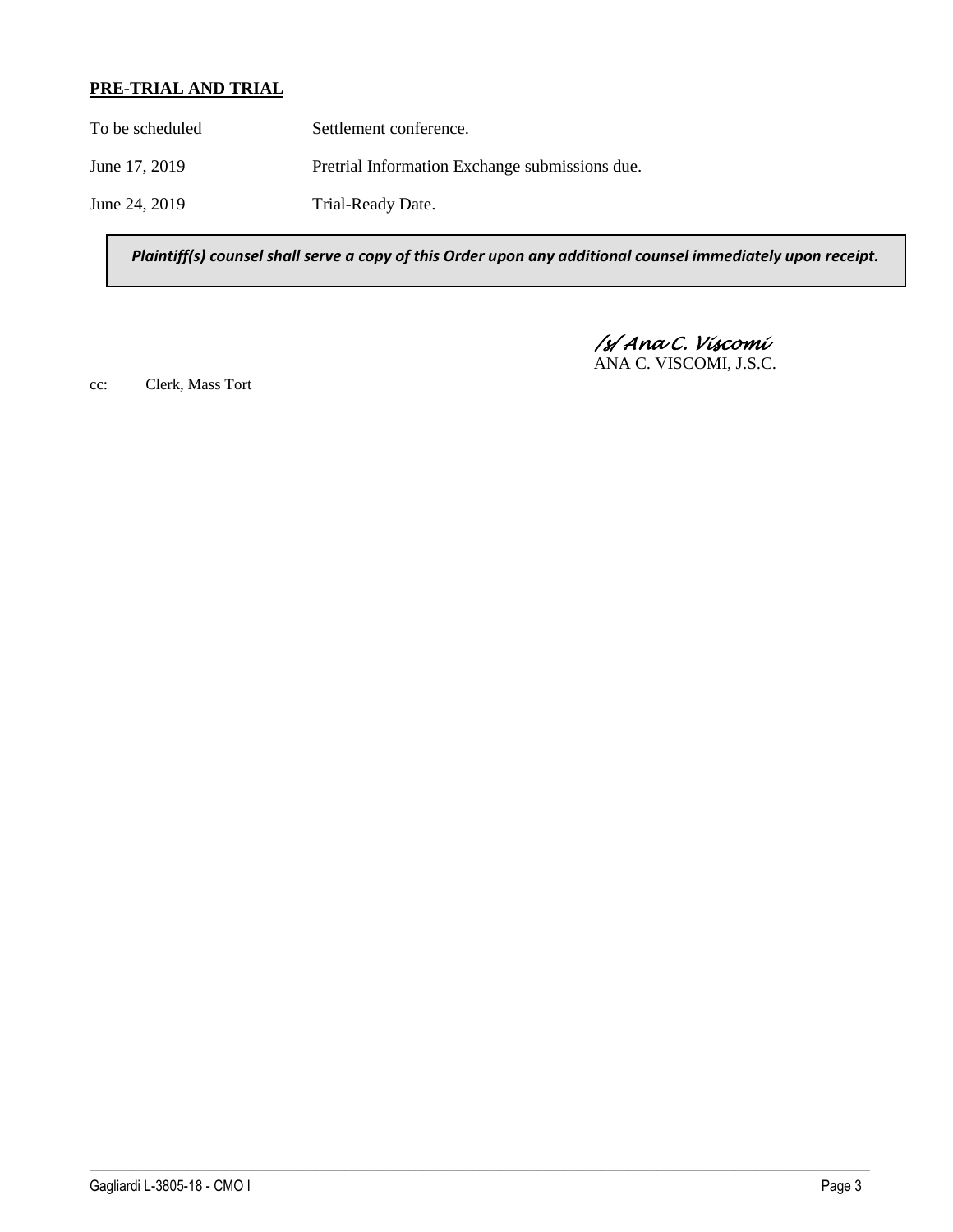**PRE-TRIAL AND TRIAL**

| | |
|---|---|
| To be scheduled | Settlement conference. |
| June 17, 2019 | Pretrial Information Exchange submissions due. |
| June 24, 2019 | Trial-Ready Date. |

***Plaintiff(s) counsel shall serve a copy of this Order upon any additional counsel immediately upon receipt.***

/s/ Ana C. Viscomi
ANA C. VISCOMI, J.S.C.

cc: Clerk, Mass Tort